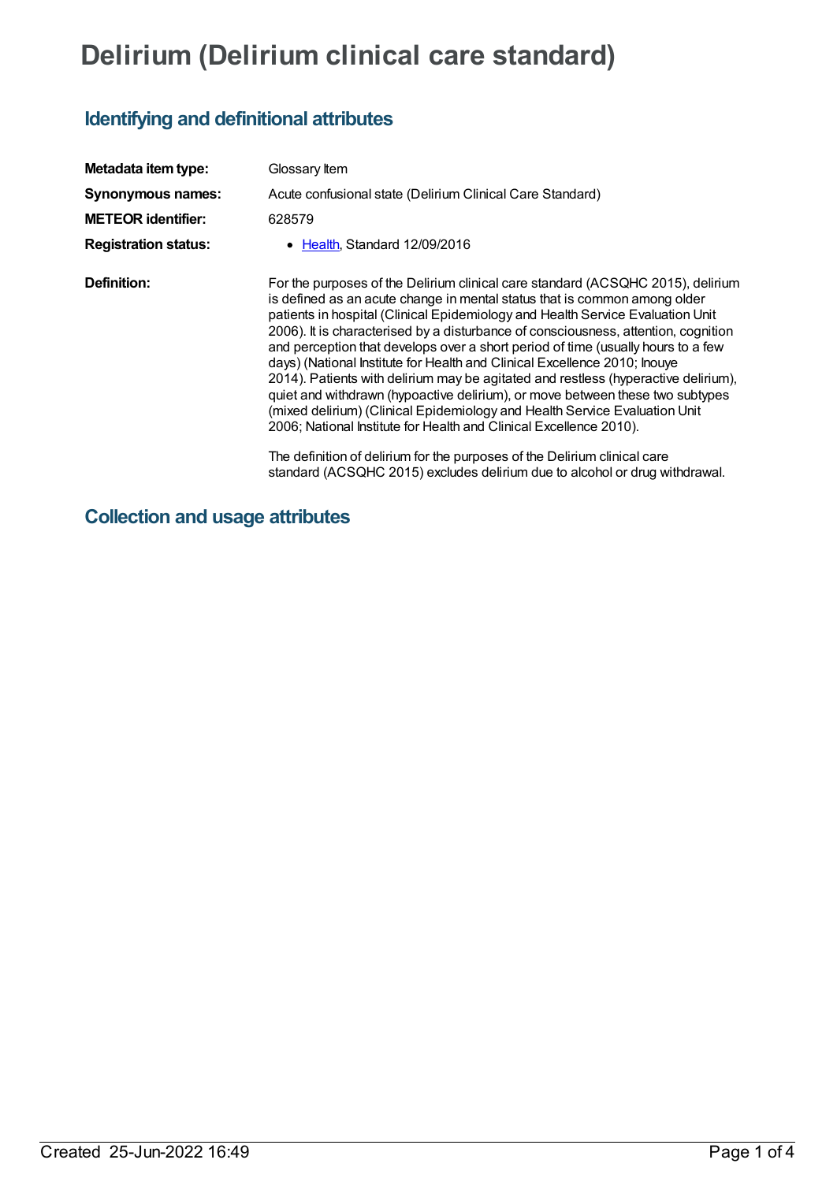# Delirium (Delirium clinical care standard)

## Identifying and definitional attributes

| | |
|---|---|
| **Metadata item type:** | Glossary Item |
| **Synonymous names:** | Acute confusional state (Delirium Clinical Care Standard) |
| **METEOR identifier:** | 628579 |
| **Registration status:** | • Health, Standard 12/09/2016 |
| **Definition:** | For the purposes of the Delirium clinical care standard (ACSQHC 2015), delirium is defined as an acute change in mental status that is common among older patients in hospital (Clinical Epidemiology and Health Service Evaluation Unit 2006). It is characterised by a disturbance of consciousness, attention, cognition and perception that develops over a short period of time (usually hours to a few days) (National Institute for Health and Clinical Excellence 2010; Inouye 2014). Patients with delirium may be agitated and restless (hyperactive delirium), quiet and withdrawn (hypoactive delirium), or move between these two subtypes (mixed delirium) (Clinical Epidemiology and Health Service Evaluation Unit 2006; National Institute for Health and Clinical Excellence 2010).<br><br>The definition of delirium for the purposes of the Delirium clinical care standard (ACSQHC 2015) excludes delirium due to alcohol or drug withdrawal. |

## Collection and usage attributes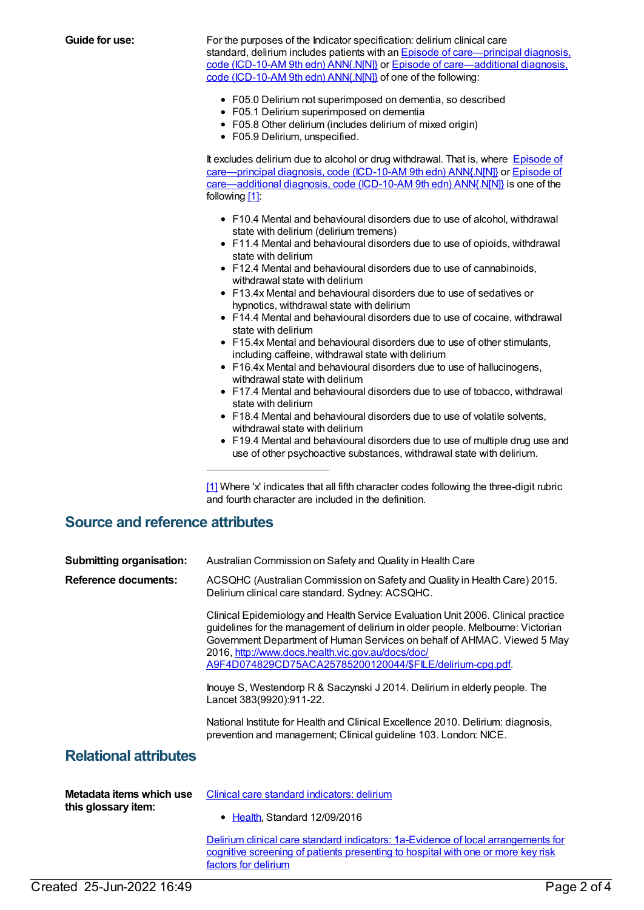**Guide for use:**

For the purposes of the Indicator specification: delirium clinical care standard, delirium includes patients with an Episode of care—principal diagnosis, code (ICD-10-AM 9th edn) ANN{.N[N]} or Episode of care—additional diagnosis, code (ICD-10-AM 9th edn) ANN{.N[N]} of one of the following:

- F05.0 Delirium not superimposed on dementia, so described
- F05.1 Delirium superimposed on dementia
- F05.8 Other delirium (includes delirium of mixed origin)
- F05.9 Delirium, unspecified.

It excludes delirium due to alcohol or drug withdrawal. That is, where Episode of care—principal diagnosis, code (ICD-10-AM 9th edn) ANN{.N[N]} or Episode of care—additional diagnosis, code (ICD-10-AM 9th edn) ANN{.N[N]} is one of the following [1]:

- F10.4 Mental and behavioural disorders due to use of alcohol, withdrawal state with delirium (delirium tremens)
- F11.4 Mental and behavioural disorders due to use of opioids, withdrawal state with delirium
- F12.4 Mental and behavioural disorders due to use of cannabinoids, withdrawal state with delirium
- F13.4x Mental and behavioural disorders due to use of sedatives or hypnotics, withdrawal state with delirium
- F14.4 Mental and behavioural disorders due to use of cocaine, withdrawal state with delirium
- F15.4x Mental and behavioural disorders due to use of other stimulants, including caffeine, withdrawal state with delirium
- F16.4x Mental and behavioural disorders due to use of hallucinogens, withdrawal state with delirium
- F17.4 Mental and behavioural disorders due to use of tobacco, withdrawal state with delirium
- F18.4 Mental and behavioural disorders due to use of volatile solvents, withdrawal state with delirium
- F19.4 Mental and behavioural disorders due to use of multiple drug use and use of other psychoactive substances, withdrawal state with delirium.

---

[1] Where 'x' indicates that all fifth character codes following the three-digit rubric and fourth character are included in the definition.

## Source and reference attributes

**Submitting organisation:** Australian Commission on Safety and Quality in Health Care

**Reference documents:**

ACSQHC (Australian Commission on Safety and Quality in Health Care) 2015. Delirium clinical care standard. Sydney: ACSQHC.

Clinical Epidemiology and Health Service Evaluation Unit 2006. Clinical practice guidelines for the management of delirium in older people. Melbourne: Victorian Government Department of Human Services on behalf of AHMAC. Viewed 5 May 2016, http://www.docs.health.vic.gov.au/docs/doc/A9F4D074829CD75ACA25785200120044/$FILE/delirium-cpg.pdf.

Inouye S, Westendorp R & Saczynski J 2014. Delirium in elderly people. The Lancet 383(9920):911-22.

National Institute for Health and Clinical Excellence 2010. Delirium: diagnosis, prevention and management; Clinical guideline 103. London: NICE.

## Relational attributes

**Metadata items which use this glossary item:**

Clinical care standard indicators: delirium

- Health, Standard 12/09/2016

Delirium clinical care standard indicators: 1a-Evidence of local arrangements for cognitive screening of patients presenting to hospital with one or more key risk factors for delirium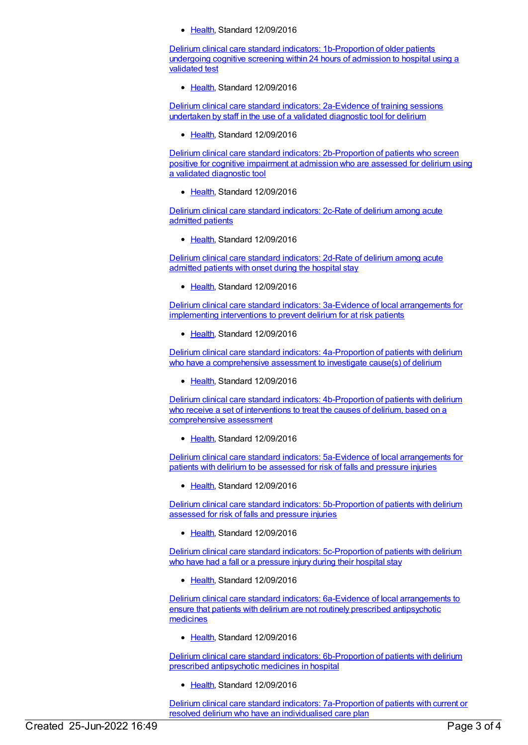- Health, Standard 12/09/2016

Delirium clinical care standard indicators: 1b-Proportion of older patients undergoing cognitive screening within 24 hours of admission to hospital using a validated test

- Health, Standard 12/09/2016

Delirium clinical care standard indicators: 2a-Evidence of training sessions undertaken by staff in the use of a validated diagnostic tool for delirium

- Health, Standard 12/09/2016

Delirium clinical care standard indicators: 2b-Proportion of patients who screen positive for cognitive impairment at admission who are assessed for delirium using a validated diagnostic tool

- Health, Standard 12/09/2016

Delirium clinical care standard indicators: 2c-Rate of delirium among acute admitted patients

- Health, Standard 12/09/2016

Delirium clinical care standard indicators: 2d-Rate of delirium among acute admitted patients with onset during the hospital stay

- Health, Standard 12/09/2016

Delirium clinical care standard indicators: 3a-Evidence of local arrangements for implementing interventions to prevent delirium for at risk patients

- Health, Standard 12/09/2016

Delirium clinical care standard indicators: 4a-Proportion of patients with delirium who have a comprehensive assessment to investigate cause(s) of delirium

- Health, Standard 12/09/2016

Delirium clinical care standard indicators: 4b-Proportion of patients with delirium who receive a set of interventions to treat the causes of delirium, based on a comprehensive assessment

- Health, Standard 12/09/2016

Delirium clinical care standard indicators: 5a-Evidence of local arrangements for patients with delirium to be assessed for risk of falls and pressure injuries

- Health, Standard 12/09/2016

Delirium clinical care standard indicators: 5b-Proportion of patients with delirium assessed for risk of falls and pressure injuries

- Health, Standard 12/09/2016

Delirium clinical care standard indicators: 5c-Proportion of patients with delirium who have had a fall or a pressure injury during their hospital stay

- Health, Standard 12/09/2016

Delirium clinical care standard indicators: 6a-Evidence of local arrangements to ensure that patients with delirium are not routinely prescribed antipsychotic medicines

- Health, Standard 12/09/2016

Delirium clinical care standard indicators: 6b-Proportion of patients with delirium prescribed antipsychotic medicines in hospital

- Health, Standard 12/09/2016

Delirium clinical care standard indicators: 7a-Proportion of patients with current or resolved delirium who have an individualised care plan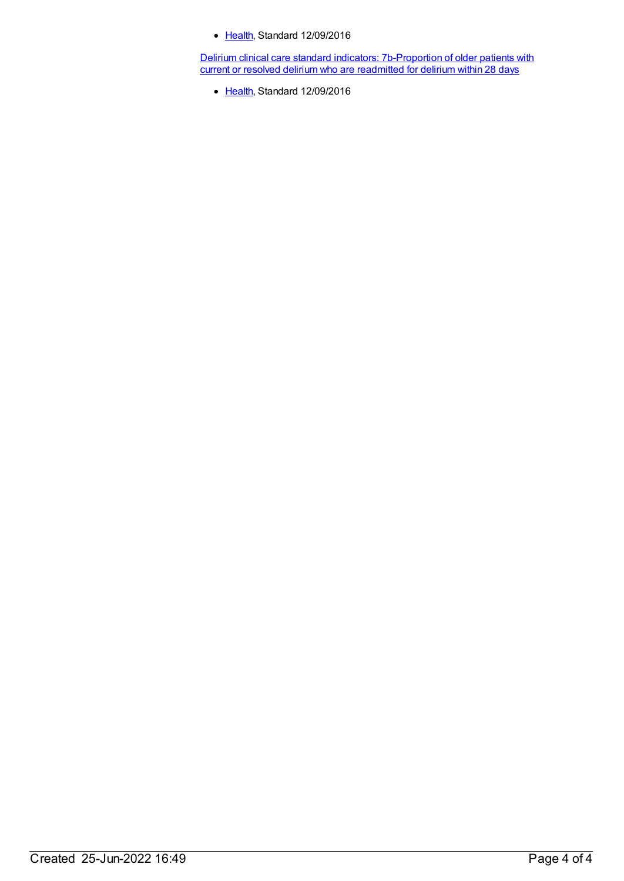- Health, Standard 12/09/2016

Delirium clinical care standard indicators: 7b-Proportion of older patients with current or resolved delirium who are readmitted for delirium within 28 days

- Health, Standard 12/09/2016